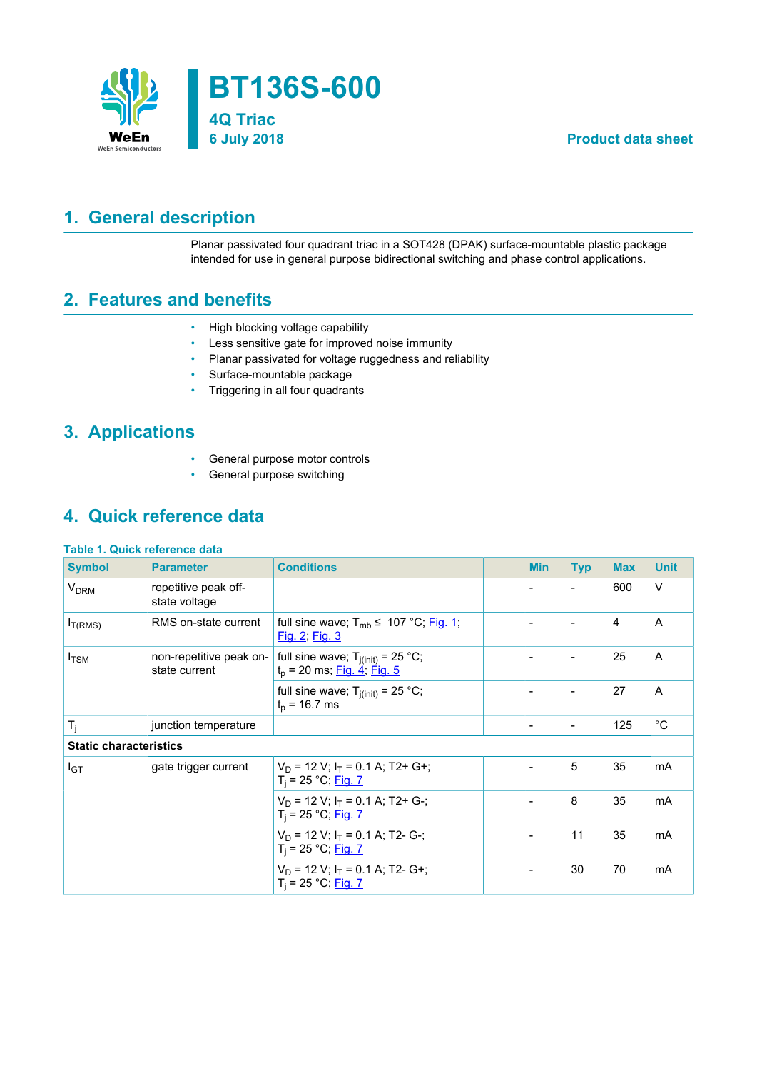# BT136S-600

## 4Q Triac

6 July 2018 — Product data sheet

## 1. General description

Planar passivated four quadrant triac in a SOT428 (DPAK) surface-mountable plastic package intended for use in general purpose bidirectional switching and phase control applications.

## 2. Features and benefits

- High blocking voltage capability
- Less sensitive gate for improved noise immunity
- Planar passivated for voltage ruggedness and reliability
- Surface-mountable package
- Triggering in all four quadrants

## 3. Applications

- General purpose motor controls
- General purpose switching

## 4. Quick reference data

**Table 1. Quick reference data**

| Symbol | Parameter | Conditions | Min | Typ | Max | Unit |
|---|---|---|---|---|---|---|
| $V_{DRM}$ | repetitive peak off-state voltage | | - | - | 600 | V |
| $I_{T(RMS)}$ | RMS on-state current | full sine wave; $T_{mb} \leq$ 107 °C; Fig. 1; Fig. 2; Fig. 3 | - | - | 4 | A |
| $I_{TSM}$ | non-repetitive peak on-state current | full sine wave; $T_{j(init)}$ = 25 °C; $t_p$ = 20 ms; Fig. 4; Fig. 5 | - | - | 25 | A |
| | | full sine wave; $T_{j(init)}$ = 25 °C; $t_p$ = 16.7 ms | - | - | 27 | A |
| $T_j$ | junction temperature | | - | - | 125 | °C |
| **Static characteristics** | | | | | | |
| $I_{GT}$ | gate trigger current | $V_D$ = 12 V; $I_T$ = 0.1 A; T2+ G+; $T_j$ = 25 °C; Fig. 7 | - | 5 | 35 | mA |
| | | $V_D$ = 12 V; $I_T$ = 0.1 A; T2+ G-; $T_j$ = 25 °C; Fig. 7 | - | 8 | 35 | mA |
| | | $V_D$ = 12 V; $I_T$ = 0.1 A; T2- G-; $T_j$ = 25 °C; Fig. 7 | - | 11 | 35 | mA |
| | | $V_D$ = 12 V; $I_T$ = 0.1 A; T2- G+; $T_j$ = 25 °C; Fig. 7 | - | 30 | 70 | mA |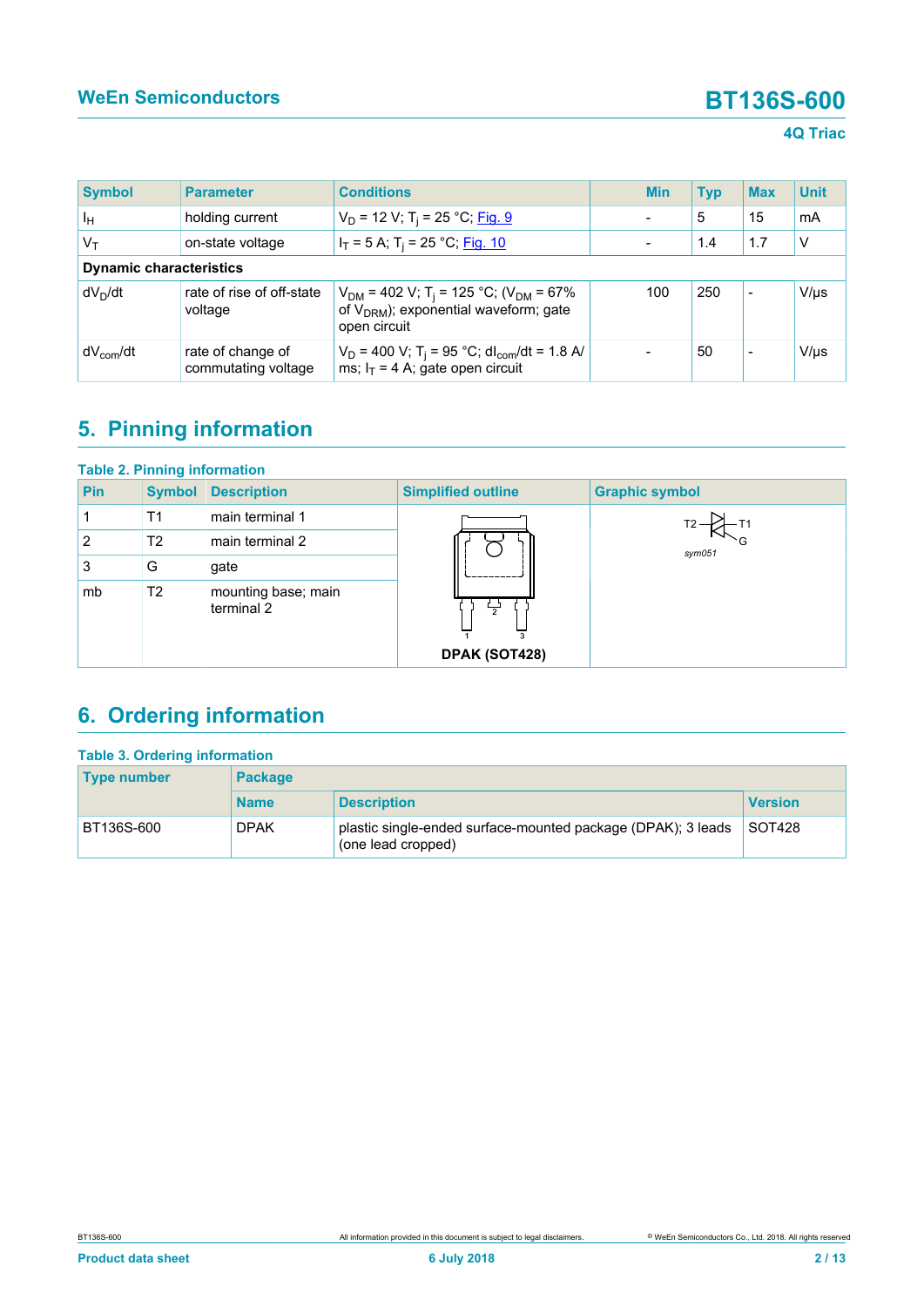| Symbol | Parameter | Conditions | Min | Typ | Max | Unit |
|---|---|---|---|---|---|---|
| $I_H$ | holding current | $V_D$ = 12 V; $T_j$ = 25 °C; Fig. 9 | - | 5 | 15 | mA |
| $V_T$ | on-state voltage | $I_T$ = 5 A; $T_j$ = 25 °C; Fig. 10 | - | 1.4 | 1.7 | V |
| **Dynamic characteristics** | | | | | | |
| $dV_D/dt$ | rate of rise of off-state voltage | $V_{DM}$ = 402 V; $T_j$ = 125 °C; ($V_{DM}$ = 67% of $V_{DRM}$); exponential waveform; gate open circuit | 100 | 250 | - | V/µs |
| $dV_{com}/dt$ | rate of change of commutating voltage | $V_D$ = 400 V; $T_j$ = 95 °C; $dI_{com}/dt$ = 1.8 A/ms; $I_T$ = 4 A; gate open circuit | - | 50 | - | V/µs |

## 5. Pinning information

**Table 2. Pinning information**

| Pin | Symbol | Description | Simplified outline | Graphic symbol |
|---|---|---|---|---|
| 1 | T1 | main terminal 1 | DPAK (SOT428) | sym051 |
| 2 | T2 | main terminal 2 | | |
| 3 | G | gate | | |
| mb | T2 | mounting base; main terminal 2 | | |

## 6. Ordering information

**Table 3. Ordering information**

| Type number | Package | | |
|---|---|---|---|
| | Name | Description | Version |
| BT136S-600 | DPAK | plastic single-ended surface-mounted package (DPAK); 3 leads (one lead cropped) | SOT428 |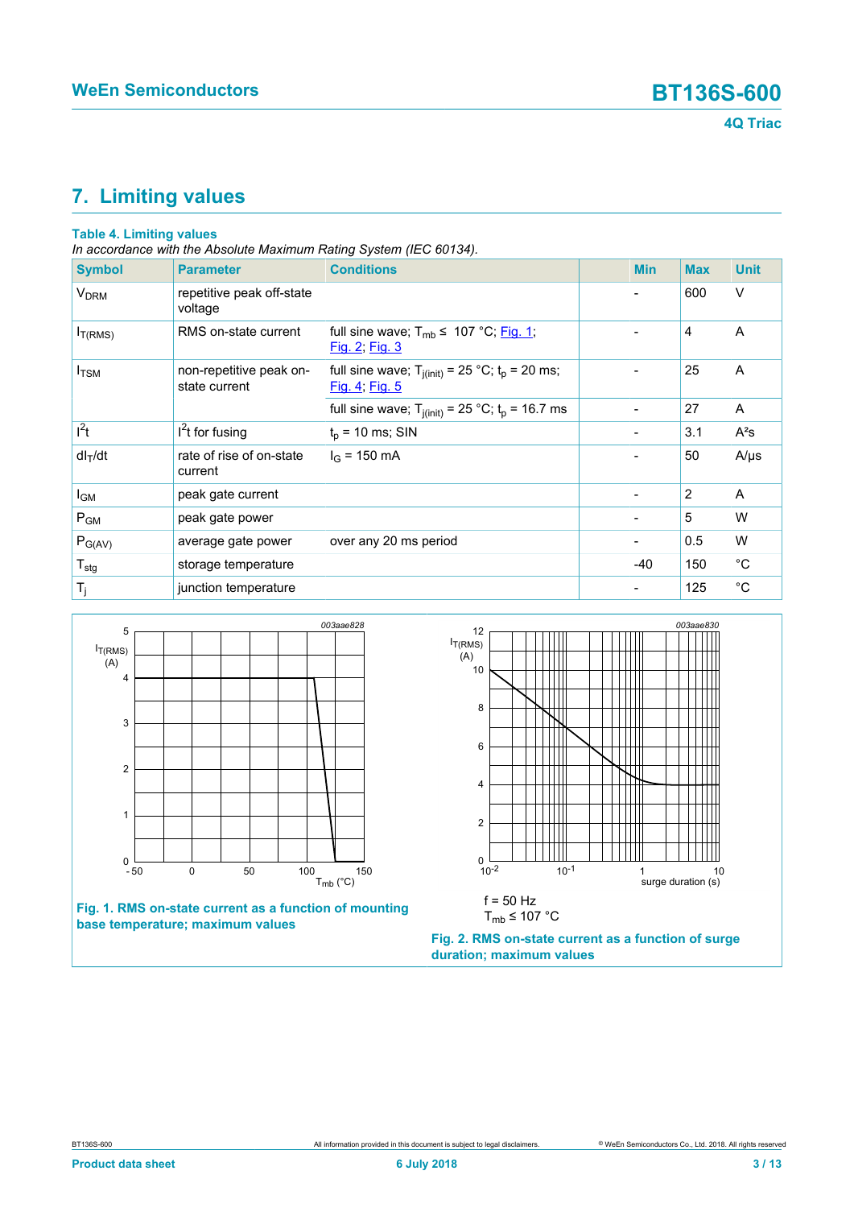# 7. Limiting values

**Table 4. Limiting values**

*In accordance with the Absolute Maximum Rating System (IEC 60134).*

| Symbol | Parameter | Conditions | Min | Max | Unit |
|---|---|---|---|---|---|
| $V_{DRM}$ | repetitive peak off-state voltage | | - | 600 | V |
| $I_{T(RMS)}$ | RMS on-state current | full sine wave; $T_{mb} \leq$ 107 °C; Fig. 1; Fig. 2; Fig. 3 | - | 4 | A |
| $I_{TSM}$ | non-repetitive peak on-state current | full sine wave; $T_{j(init)}$ = 25 °C; $t_p$ = 20 ms; Fig. 4; Fig. 5 | - | 25 | A |
| | | full sine wave; $T_{j(init)}$ = 25 °C; $t_p$ = 16.7 ms | - | 27 | A |
| $I^2t$ | $I^2t$ for fusing | $t_p$ = 10 ms; SIN | - | 3.1 | A²s |
| $dI_T/dt$ | rate of rise of on-state current | $I_G$ = 150 mA | - | 50 | A/µs |
| $I_{GM}$ | peak gate current | | - | 2 | A |
| $P_{GM}$ | peak gate power | | - | 5 | W |
| $P_{G(AV)}$ | average gate power | over any 20 ms period | - | 0.5 | W |
| $T_{stg}$ | storage temperature | | -40 | 150 | °C |
| $T_j$ | junction temperature | | - | 125 | °C |

**Fig. 1. RMS on-state current as a function of mounting base temperature; maximum values**

f = 50 Hz

$T_{mb} \leq$ 107 °C

**Fig. 2. RMS on-state current as a function of surge duration; maximum values**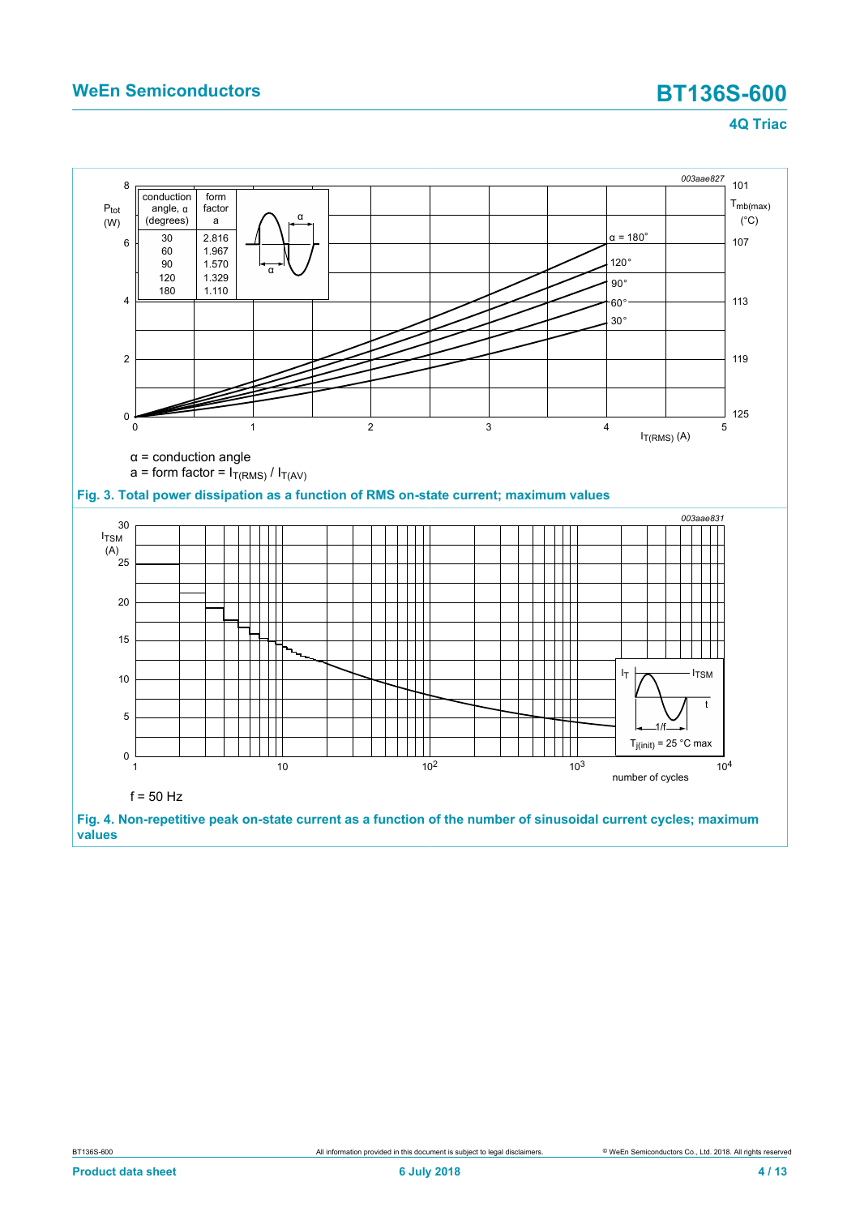| conduction angle, α (degrees) | form factor a |
| --- | --- |
| 30 | 2.816 |
| 60 | 1.967 |
| 90 | 1.570 |
| 120 | 1.329 |
| 180 | 1.110 |

α = conduction angle

a = form factor = $I_{T(RMS)}$ / $I_{T(AV)}$

**Fig. 3. Total power dissipation as a function of RMS on-state current; maximum values**

f = 50 Hz

**Fig. 4. Non-repetitive peak on-state current as a function of the number of sinusoidal current cycles; maximum values**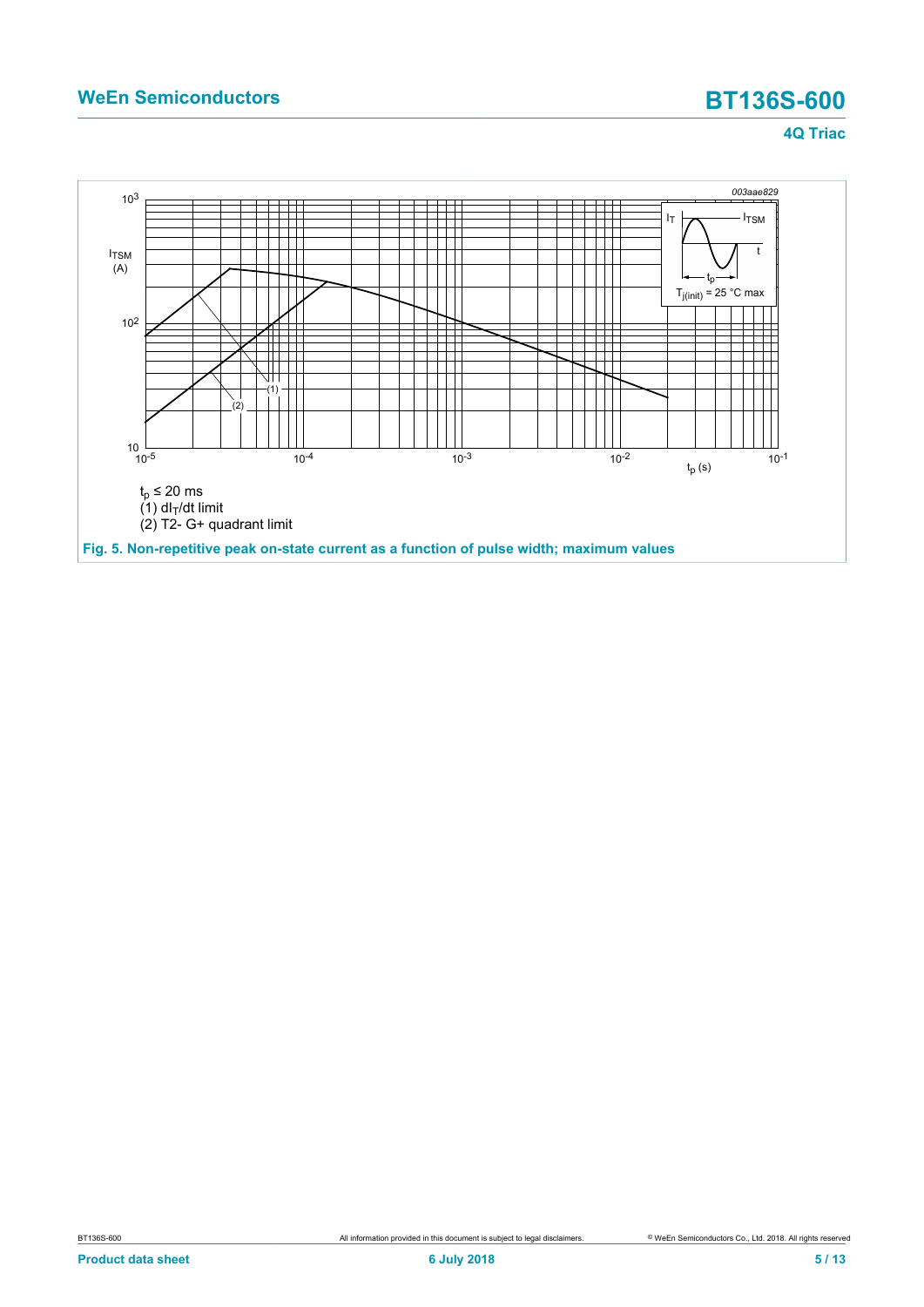$t_p \leq 20$ ms

(1) $dI_T/dt$ limit

(2) T2- G+ quadrant limit

**Fig. 5. Non-repetitive peak on-state current as a function of pulse width; maximum values**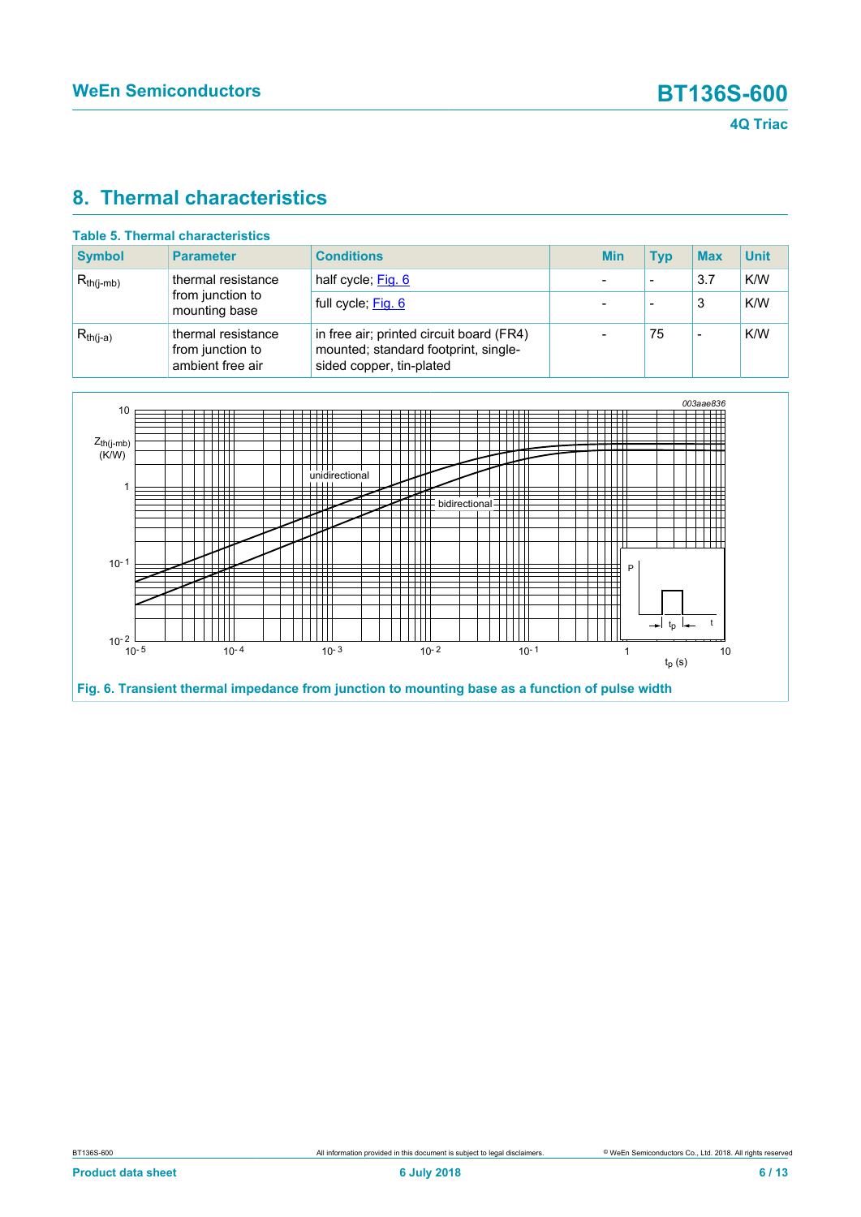## 8. Thermal characteristics

**Table 5. Thermal characteristics**

| Symbol | Parameter | Conditions | Min | Typ | Max | Unit |
|---|---|---|---|---|---|---|
| $R_{th(j-mb)}$ | thermal resistance from junction to mounting base | half cycle; Fig. 6 | - | - | 3.7 | K/W |
| | | full cycle; Fig. 6 | - | - | 3 | K/W |
| $R_{th(j-a)}$ | thermal resistance from junction to ambient free air | in free air; printed circuit board (FR4) mounted; standard footprint, single-sided copper, tin-plated | - | 75 | - | K/W |

**Fig. 6. Transient thermal impedance from junction to mounting base as a function of pulse width**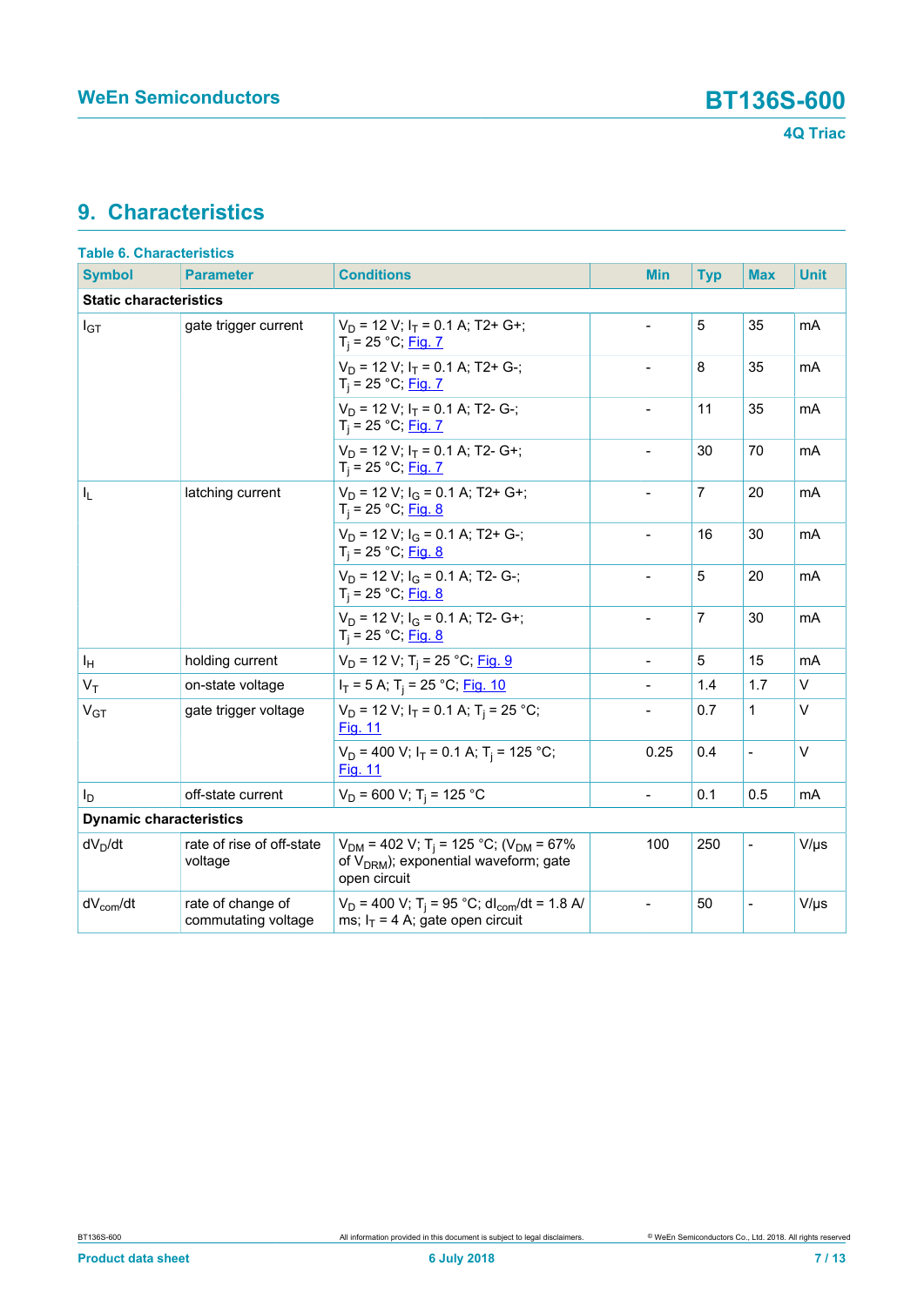## 9. Characteristics

**Table 6. Characteristics**

| Symbol | Parameter | Conditions | Min | Typ | Max | Unit |
|---|---|---|---|---|---|---|
| **Static characteristics** | | | | | | |
| $I_{GT}$ | gate trigger current | $V_D$ = 12 V; $I_T$ = 0.1 A; T2+ G+; $T_j$ = 25 °C; Fig. 7 | - | 5 | 35 | mA |
| | | $V_D$ = 12 V; $I_T$ = 0.1 A; T2+ G-; $T_j$ = 25 °C; Fig. 7 | - | 8 | 35 | mA |
| | | $V_D$ = 12 V; $I_T$ = 0.1 A; T2- G-; $T_j$ = 25 °C; Fig. 7 | - | 11 | 35 | mA |
| | | $V_D$ = 12 V; $I_T$ = 0.1 A; T2- G+; $T_j$ = 25 °C; Fig. 7 | - | 30 | 70 | mA |
| $I_L$ | latching current | $V_D$ = 12 V; $I_G$ = 0.1 A; T2+ G+; $T_j$ = 25 °C; Fig. 8 | - | 7 | 20 | mA |
| | | $V_D$ = 12 V; $I_G$ = 0.1 A; T2+ G-; $T_j$ = 25 °C; Fig. 8 | - | 16 | 30 | mA |
| | | $V_D$ = 12 V; $I_G$ = 0.1 A; T2- G-; $T_j$ = 25 °C; Fig. 8 | - | 5 | 20 | mA |
| | | $V_D$ = 12 V; $I_G$ = 0.1 A; T2- G+; $T_j$ = 25 °C; Fig. 8 | - | 7 | 30 | mA |
| $I_H$ | holding current | $V_D$ = 12 V; $T_j$ = 25 °C; Fig. 9 | - | 5 | 15 | mA |
| $V_T$ | on-state voltage | $I_T$ = 5 A; $T_j$ = 25 °C; Fig. 10 | - | 1.4 | 1.7 | V |
| $V_{GT}$ | gate trigger voltage | $V_D$ = 12 V; $I_T$ = 0.1 A; $T_j$ = 25 °C; Fig. 11 | - | 0.7 | 1 | V |
| | | $V_D$ = 400 V; $I_T$ = 0.1 A; $T_j$ = 125 °C; Fig. 11 | 0.25 | 0.4 | - | V |
| $I_D$ | off-state current | $V_D$ = 600 V; $T_j$ = 125 °C | - | 0.1 | 0.5 | mA |
| **Dynamic characteristics** | | | | | | |
| $dV_D/dt$ | rate of rise of off-state voltage | $V_{DM}$ = 402 V; $T_j$ = 125 °C; ($V_{DM}$ = 67% of $V_{DRM}$); exponential waveform; gate open circuit | 100 | 250 | - | V/µs |
| $dV_{com}/dt$ | rate of change of commutating voltage | $V_D$ = 400 V; $T_j$ = 95 °C; $dI_{com}/dt$ = 1.8 A/ms; $I_T$ = 4 A; gate open circuit | - | 50 | - | V/µs |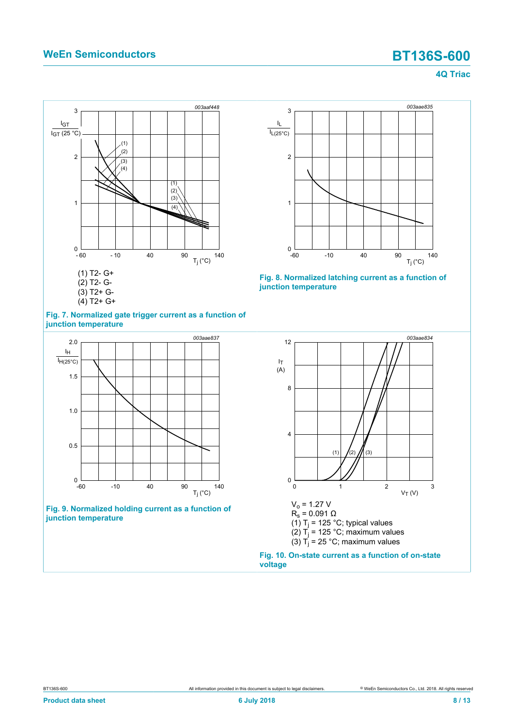(1) T2- G+
(2) T2- G-
(3) T2+ G-
(4) T2+ G+

**Fig. 7. Normalized gate trigger current as a function of junction temperature**

**Fig. 8. Normalized latching current as a function of junction temperature**

**Fig. 9. Normalized holding current as a function of junction temperature**

$V_o$ = 1.27 V
$R_s$ = 0.091 Ω
(1) $T_j$ = 125 °C; typical values
(2) $T_j$ = 125 °C; maximum values
(3) $T_j$ = 25 °C; maximum values

**Fig. 10. On-state current as a function of on-state voltage**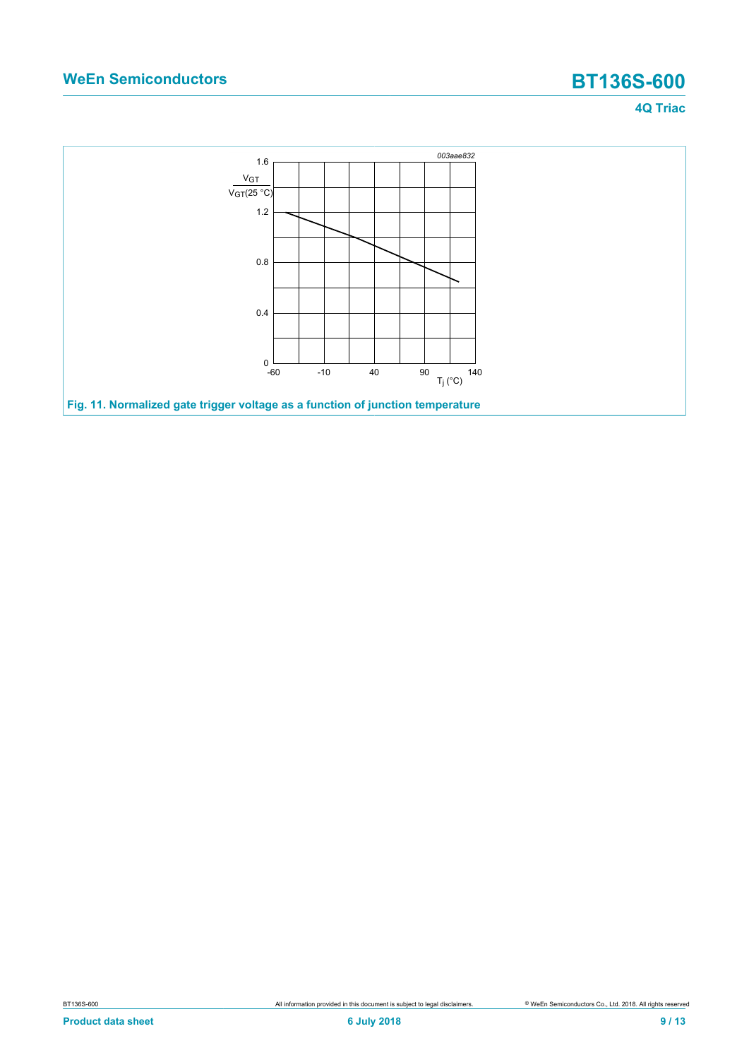Fig. 11. Normalized gate trigger voltage as a function of junction temperature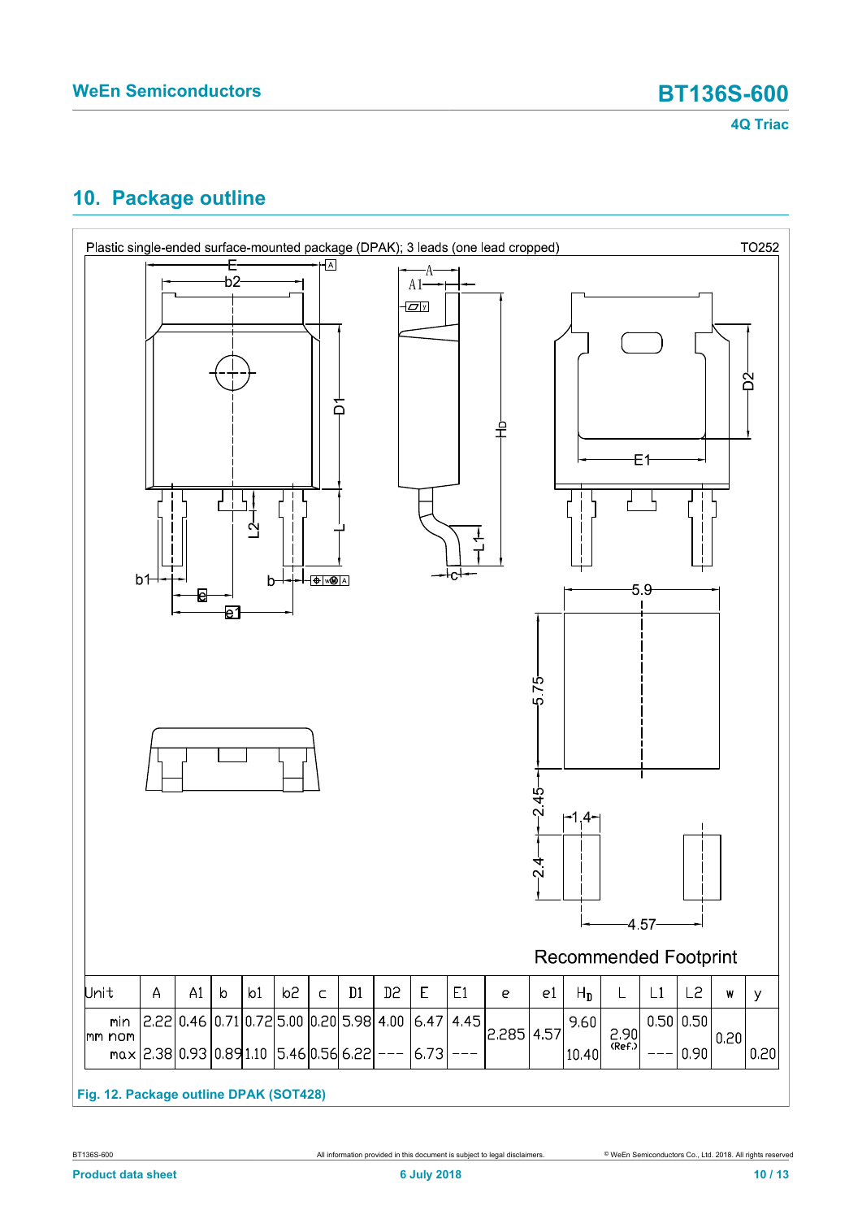## 10. Package outline

Plastic single-ended surface-mounted package (DPAK); 3 leads (one lead cropped) TO252

Recommended Footprint

| Unit | | A | A1 | b | b1 | b2 | c | D1 | D2 | E | E1 | e | e1 | $H_D$ | L | L1 | L2 | w | y |
|---|---|---|---|---|---|---|---|---|---|---|---|---|---|---|---|---|---|---|---|
| mm | min | 2.22 | 0.46 | 0.71 | 0.72 | 5.00 | 0.20 | 5.98 | 4.00 | 6.47 | 4.45 | | | 9.60 | | 0.50 | 0.50 | | |
| | nom | | | | | | | | | | | 2.285 | 4.57 | | 2.90 (Ref.) | | | 0.20 | |
| | max | 2.38 | 0.93 | 0.89 | 1.10 | 5.46 | 0.56 | 6.22 | --- | 6.73 | --- | | | 10.40 | | --- | 0.90 | | 0.20 |

Fig. 12. Package outline DPAK (SOT428)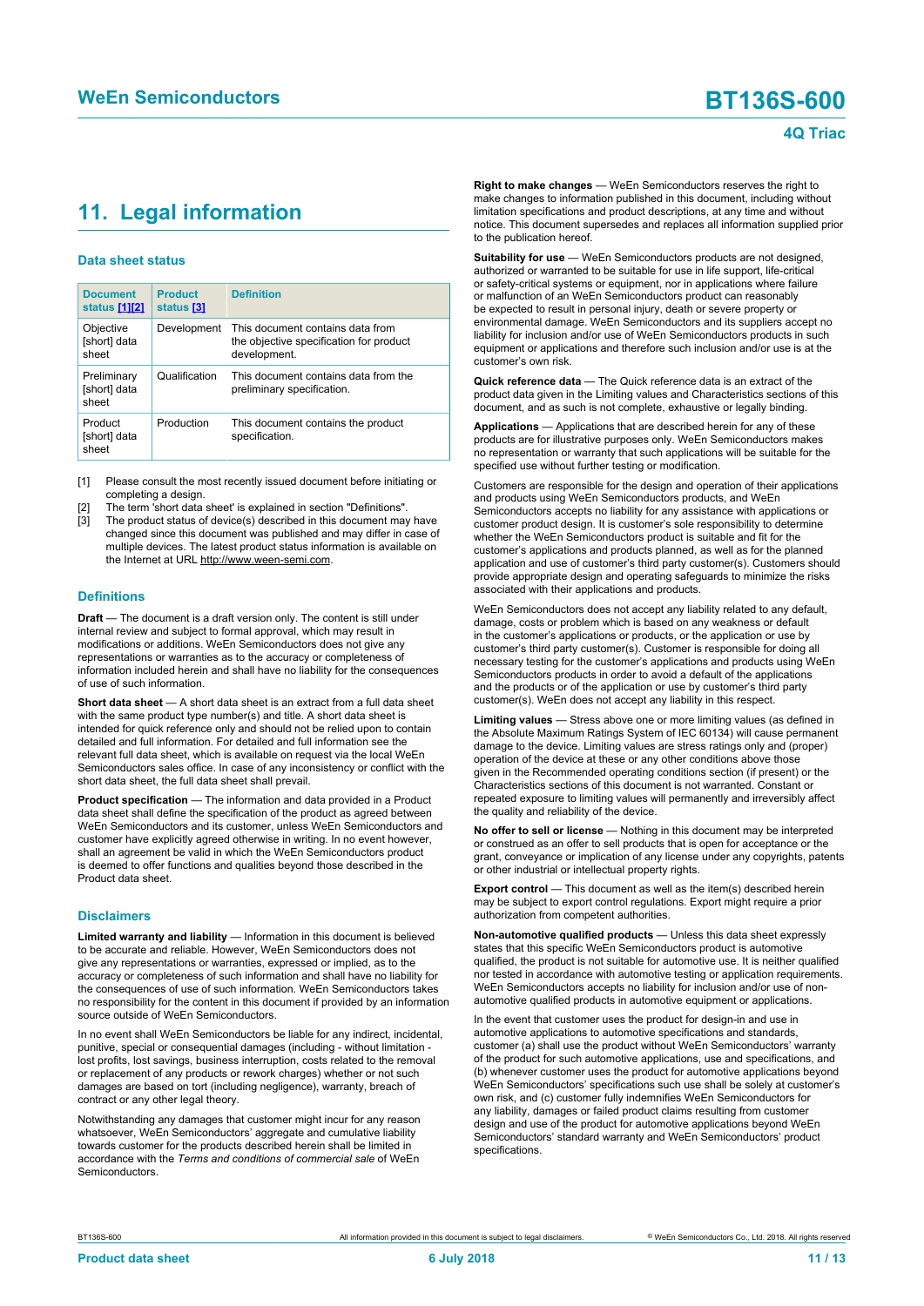# 11. Legal information

### Data sheet status

| Document status [1][2] | Product status [3] | Definition |
|---|---|---|
| Objective [short] data sheet | Development | This document contains data from the objective specification for product development. |
| Preliminary [short] data sheet | Qualification | This document contains data from the preliminary specification. |
| Product [short] data sheet | Production | This document contains the product specification. |

[1] Please consult the most recently issued document before initiating or completing a design.

[2] The term 'short data sheet' is explained in section "Definitions".

[3] The product status of device(s) described in this document may have changed since this document was published and may differ in case of multiple devices. The latest product status information is available on the Internet at URL http://www.ween-semi.com.

### Definitions

**Draft** — The document is a draft version only. The content is still under internal review and subject to formal approval, which may result in modifications or additions. WeEn Semiconductors does not give any representations or warranties as to the accuracy or completeness of information included herein and shall have no liability for the consequences of use of such information.

**Short data sheet** — A short data sheet is an extract from a full data sheet with the same product type number(s) and title. A short data sheet is intended for quick reference only and should not be relied upon to contain detailed and full information. For detailed and full information see the relevant full data sheet, which is available on request via the local WeEn Semiconductors sales office. In case of any inconsistency or conflict with the short data sheet, the full data sheet shall prevail.

**Product specification** — The information and data provided in a Product data sheet shall define the specification of the product as agreed between WeEn Semiconductors and its customer, unless WeEn Semiconductors and customer have explicitly agreed otherwise in writing. In no event however, shall an agreement be valid in which the WeEn Semiconductors product is deemed to offer functions and qualities beyond those described in the Product data sheet.

### Disclaimers

**Limited warranty and liability** — Information in this document is believed to be accurate and reliable. However, WeEn Semiconductors does not give any representations or warranties, expressed or implied, as to the accuracy or completeness of such information and shall have no liability for the consequences of use of such information. WeEn Semiconductors takes no responsibility for the content in this document if provided by an information source outside of WeEn Semiconductors.

In no event shall WeEn Semiconductors be liable for any indirect, incidental, punitive, special or consequential damages (including - without limitation - lost profits, lost savings, business interruption, costs related to the removal or replacement of any products or rework charges) whether or not such damages are based on tort (including negligence), warranty, breach of contract or any other legal theory.

Notwithstanding any damages that customer might incur for any reason whatsoever, WeEn Semiconductors' aggregate and cumulative liability towards customer for the products described herein shall be limited in accordance with the *Terms and conditions of commercial sale* of WeEn Semiconductors.

**Right to make changes** — WeEn Semiconductors reserves the right to make changes to information published in this document, including without limitation specifications and product descriptions, at any time and without notice. This document supersedes and replaces all information supplied prior to the publication hereof.

**Suitability for use** — WeEn Semiconductors products are not designed, authorized or warranted to be suitable for use in life support, life-critical or safety-critical systems or equipment, nor in applications where failure or malfunction of an WeEn Semiconductors product can reasonably be expected to result in personal injury, death or severe property or environmental damage. WeEn Semiconductors and its suppliers accept no liability for inclusion and/or use of WeEn Semiconductors products in such equipment or applications and therefore such inclusion and/or use is at the customer's own risk.

**Quick reference data** — The Quick reference data is an extract of the product data given in the Limiting values and Characteristics sections of this document, and as such is not complete, exhaustive or legally binding.

**Applications** — Applications that are described herein for any of these products are for illustrative purposes only. WeEn Semiconductors makes no representation or warranty that such applications will be suitable for the specified use without further testing or modification.

Customers are responsible for the design and operation of their applications and products using WeEn Semiconductors products, and WeEn Semiconductors accepts no liability for any assistance with applications or customer product design. It is customer's sole responsibility to determine whether the WeEn Semiconductors product is suitable and fit for the customer's applications and products planned, as well as for the planned application and use of customer's third party customer(s). Customers should provide appropriate design and operating safeguards to minimize the risks associated with their applications and products.

WeEn Semiconductors does not accept any liability related to any default, damage, costs or problem which is based on any weakness or default in the customer's applications or products, or the application or use by customer's third party customer(s). Customer is responsible for doing all necessary testing for the customer's applications and products using WeEn Semiconductors products in order to avoid a default of the applications and the products or of the application or use by customer's third party customer(s). WeEn does not accept any liability in this respect.

**Limiting values** — Stress above one or more limiting values (as defined in the Absolute Maximum Ratings System of IEC 60134) will cause permanent damage to the device. Limiting values are stress ratings only and (proper) operation of the device at these or any other conditions above those given in the Recommended operating conditions section (if present) or the Characteristics sections of this document is not warranted. Constant or repeated exposure to limiting values will permanently and irreversibly affect the quality and reliability of the device.

**No offer to sell or license** — Nothing in this document may be interpreted or construed as an offer to sell products that is open for acceptance or the grant, conveyance or implication of any license under any copyrights, patents or other industrial or intellectual property rights.

**Export control** — This document as well as the item(s) described herein may be subject to export control regulations. Export might require a prior authorization from competent authorities.

**Non-automotive qualified products** — Unless this data sheet expressly states that this specific WeEn Semiconductors product is automotive qualified, the product is not suitable for automotive use. It is neither qualified nor tested in accordance with automotive testing or application requirements. WeEn Semiconductors accepts no liability for inclusion and/or use of non-automotive qualified products in automotive equipment or applications.

In the event that customer uses the product for design-in and use in automotive applications to automotive specifications and standards, customer (a) shall use the product without WeEn Semiconductors' warranty of the product for such automotive applications, use and specifications, and (b) whenever customer uses the product for automotive applications beyond WeEn Semiconductors' specifications such use shall be solely at customer's own risk, and (c) customer fully indemnifies WeEn Semiconductors for any liability, damages or failed product claims resulting from customer design and use of the product for automotive applications beyond WeEn Semiconductors' standard warranty and WeEn Semiconductors' product specifications.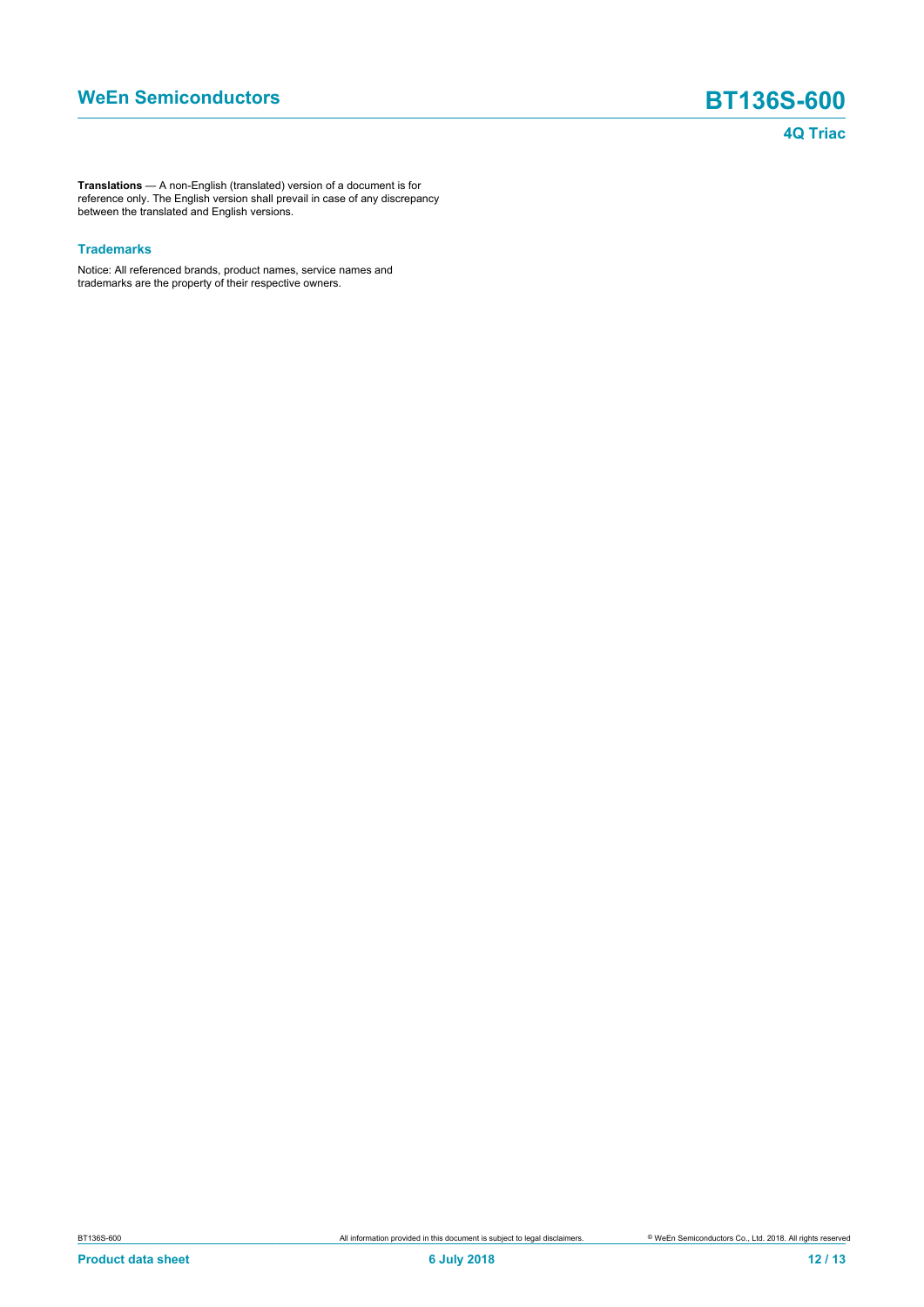**Translations** — A non-English (translated) version of a document is for reference only. The English version shall prevail in case of any discrepancy between the translated and English versions.

### Trademarks

Notice: All referenced brands, product names, service names and trademarks are the property of their respective owners.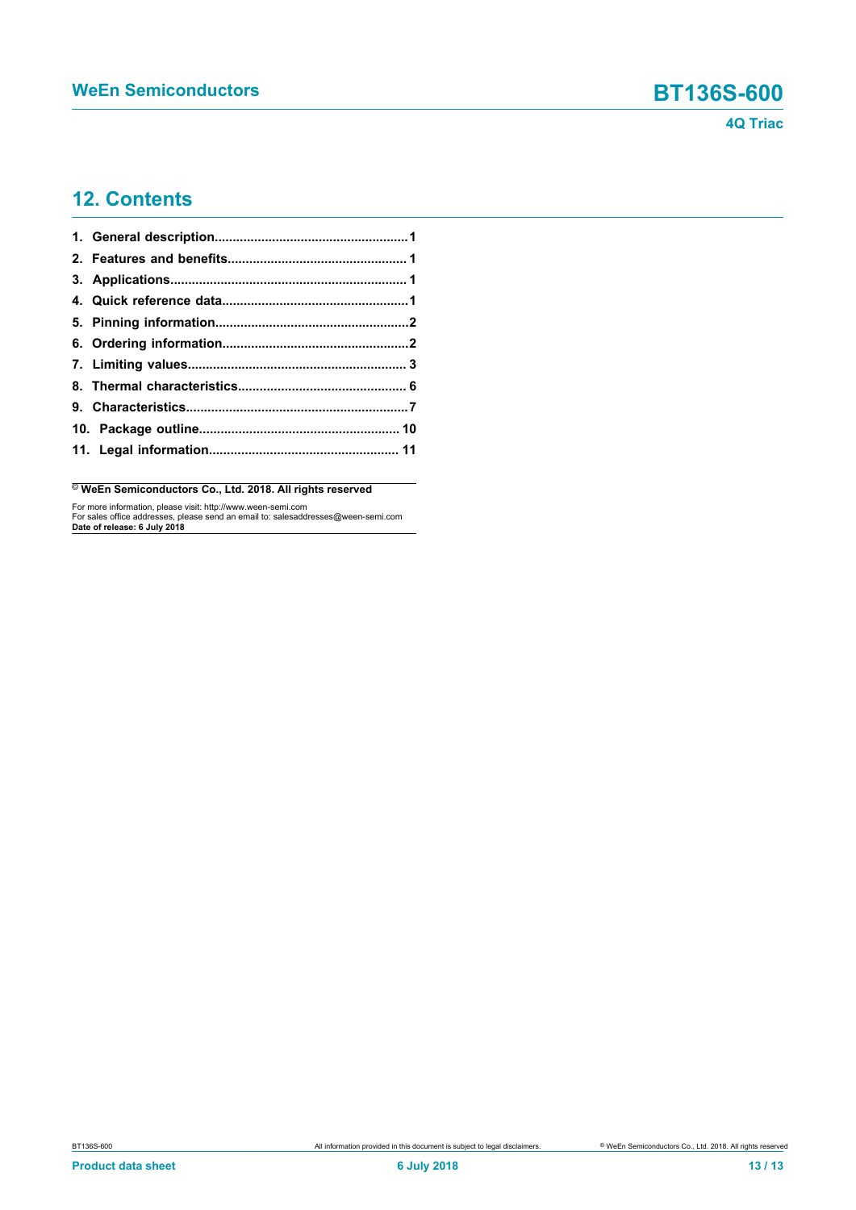## 12. Contents

**1. General description....................................................1**
**2. Features and benefits.................................................1**
**3. Applications.................................................................1**
**4. Quick reference data...................................................1**
**5. Pinning information.....................................................2**
**6. Ordering information...................................................2**
**7. Limiting values............................................................3**
**8. Thermal characteristics..............................................6**
**9. Characteristics.............................................................7**
**10. Package outline.......................................................10**
**11. Legal information.....................................................11**

**© WeEn Semiconductors Co., Ltd. 2018. All rights reserved**

For more information, please visit: http://www.ween-semi.com
For sales office addresses, please send an email to: salesaddresses@ween-semi.com
**Date of release: 6 July 2018**